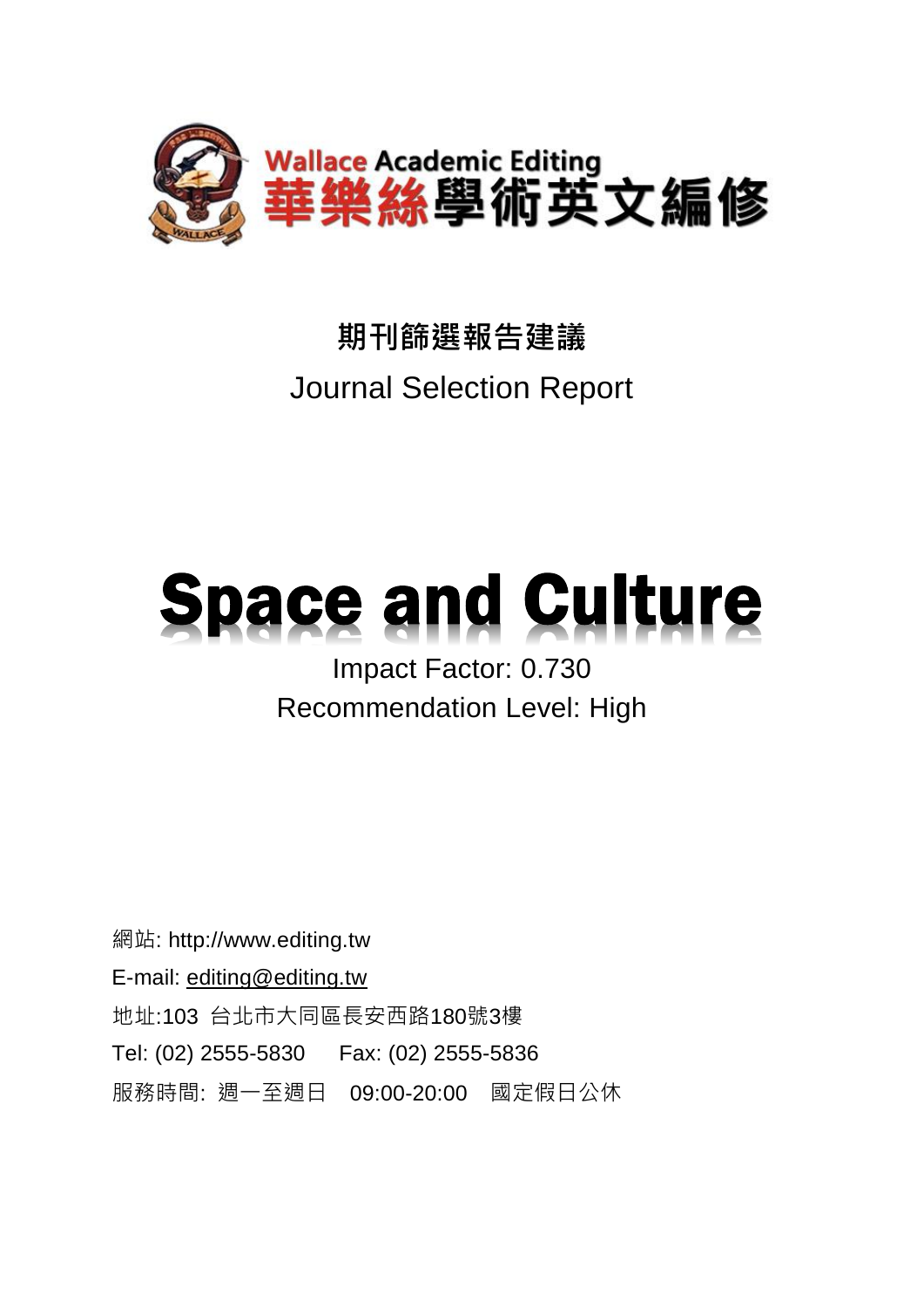Wallace Academic Editing
華樂絲學術英文編修

**期刊篩選報告建議**

Journal Selection Report

# Space and Culture

Impact Factor: 0.730

Recommendation Level: High

網站: http://www.editing.tw

E-mail: editing@editing.tw

地址:103 台北市大同區長安西路180號3樓

Tel: (02) 2555-5830　　Fax: (02) 2555-5836

服務時間: 週一至週日　09:00-20:00　國定假日公休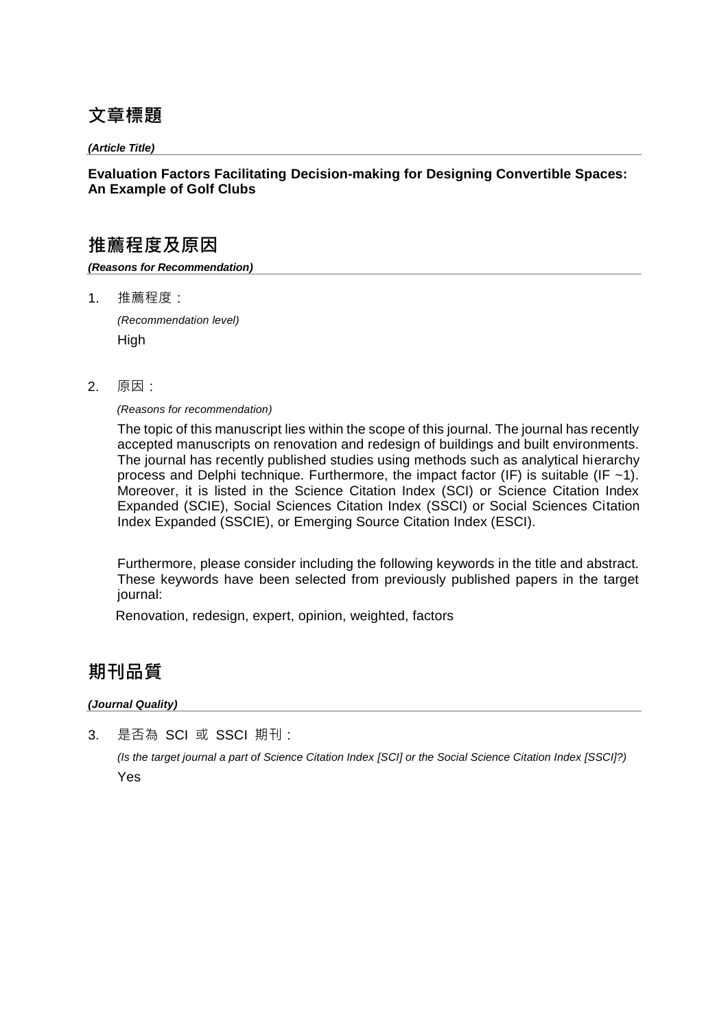## 文章標題

***(Article Title)***

**Evaluation Factors Facilitating Decision-making for Designing Convertible Spaces: An Example of Golf Clubs**

## 推薦程度及原因

***(Reasons for Recommendation)***

1. 推薦程度：

   *(Recommendation level)*

   High

2. 原因：

   *(Reasons for recommendation)*

   The topic of this manuscript lies within the scope of this journal. The journal has recently accepted manuscripts on renovation and redesign of buildings and built environments. The journal has recently published studies using methods such as analytical hierarchy process and Delphi technique. Furthermore, the impact factor (IF) is suitable (IF ~1). Moreover, it is listed in the Science Citation Index (SCI) or Science Citation Index Expanded (SCIE), Social Sciences Citation Index (SSCI) or Social Sciences Citation Index Expanded (SSCIE), or Emerging Source Citation Index (ESCI).

   Furthermore, please consider including the following keywords in the title and abstract. These keywords have been selected from previously published papers in the target journal:

   Renovation, redesign, expert, opinion, weighted, factors

## 期刊品質

***(Journal Quality)***

3. 是否為 SCI 或 SSCI 期刊：

   *(Is the target journal a part of Science Citation Index [SCI] or the Social Science Citation Index [SSCI]?)*

   Yes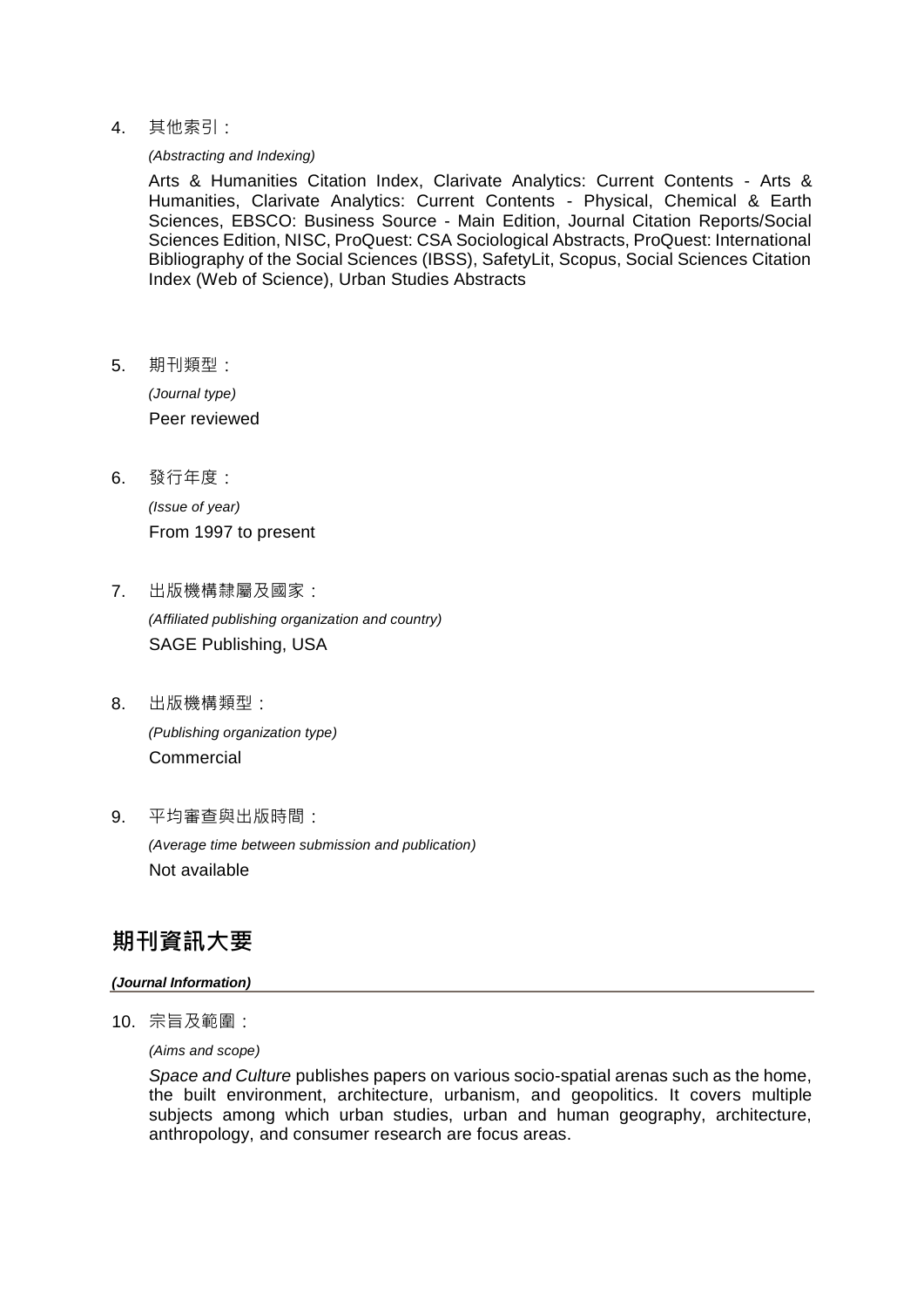4. 其他索引：

   *(Abstracting and Indexing)*

   Arts & Humanities Citation Index, Clarivate Analytics: Current Contents - Arts & Humanities, Clarivate Analytics: Current Contents - Physical, Chemical & Earth Sciences, EBSCO: Business Source - Main Edition, Journal Citation Reports/Social Sciences Edition, NISC, ProQuest: CSA Sociological Abstracts, ProQuest: International Bibliography of the Social Sciences (IBSS), SafetyLit, Scopus, Social Sciences Citation Index (Web of Science), Urban Studies Abstracts

5. 期刊類型：

   *(Journal type)*

   Peer reviewed

6. 發行年度：

   *(Issue of year)*

   From 1997 to present

7. 出版機構隸屬及國家：

   *(Affiliated publishing organization and country)*

   SAGE Publishing, USA

8. 出版機構類型：

   *(Publishing organization type)*

   Commercial

9. 平均審查與出版時間：

   *(Average time between submission and publication)*

   Not available

## 期刊資訊大要

***(Journal Information)***

10. 宗旨及範圍：

    *(Aims and scope)*

    *Space and Culture* publishes papers on various socio-spatial arenas such as the home, the built environment, architecture, urbanism, and geopolitics. It covers multiple subjects among which urban studies, urban and human geography, architecture, anthropology, and consumer research are focus areas.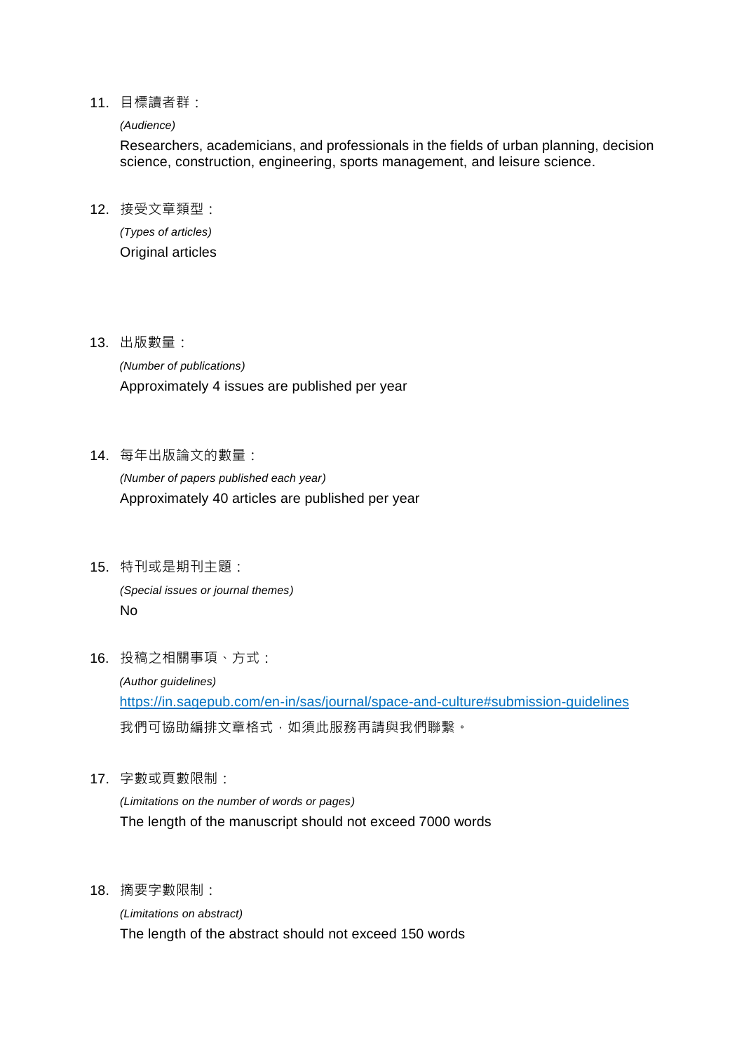11. 目標讀者群：

    *(Audience)*

    Researchers, academicians, and professionals in the fields of urban planning, decision science, construction, engineering, sports management, and leisure science.

12. 接受文章類型：

    *(Types of articles)*

    Original articles

13. 出版數量：

    *(Number of publications)*

    Approximately 4 issues are published per year

14. 每年出版論文的數量：

    *(Number of papers published each year)*

    Approximately 40 articles are published per year

15. 特刊或是期刊主題：

    *(Special issues or journal themes)*

    No

16. 投稿之相關事項、方式：

    *(Author guidelines)*

    https://in.sagepub.com/en-in/sas/journal/space-and-culture#submission-guidelines

    我們可協助編排文章格式，如須此服務再請與我們聯繫。

17. 字數或頁數限制：

    *(Limitations on the number of words or pages)*

    The length of the manuscript should not exceed 7000 words

18. 摘要字數限制：

    *(Limitations on abstract)*

    The length of the abstract should not exceed 150 words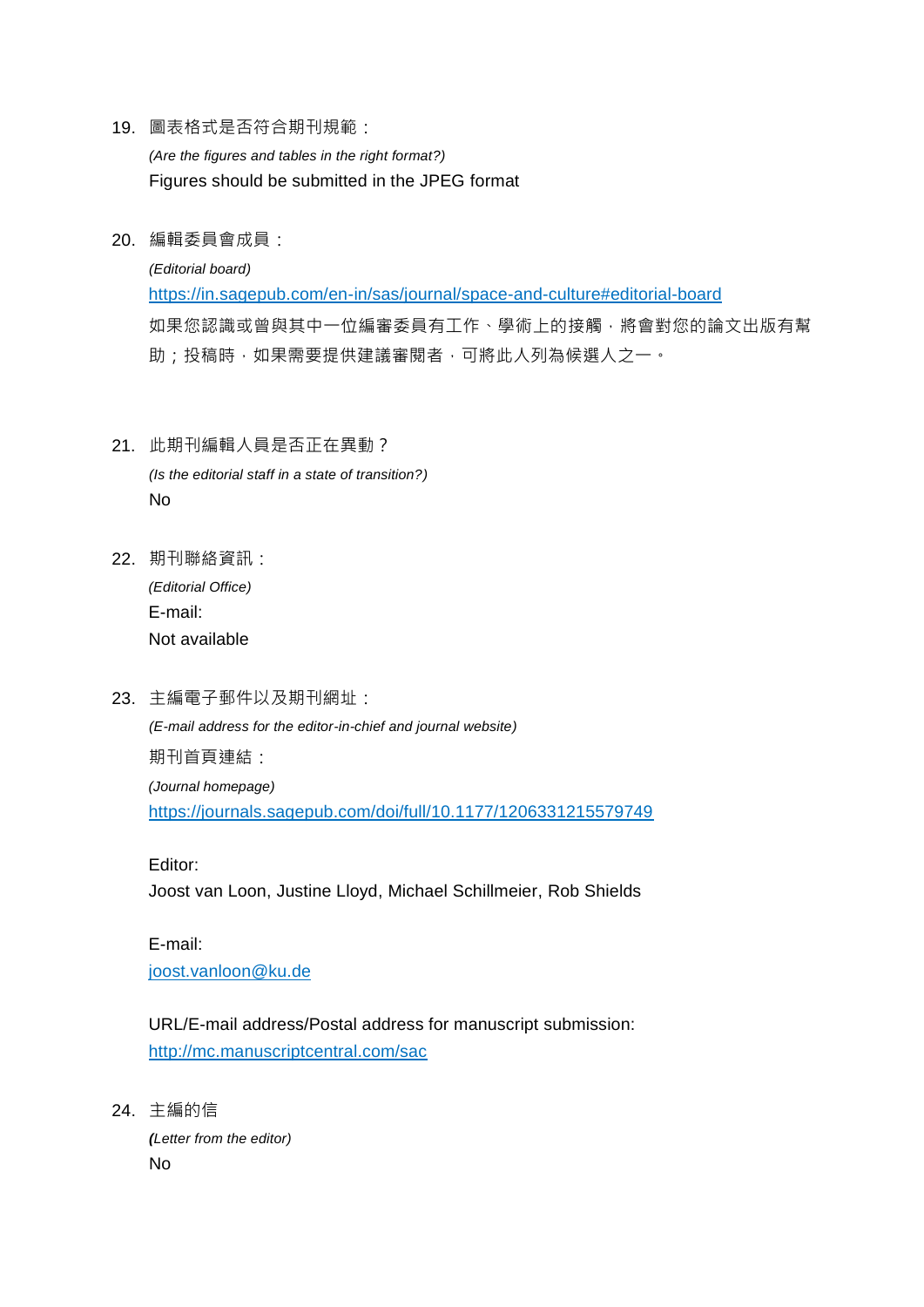19. 圖表格式是否符合期刊規範：

    *(Are the figures and tables in the right format?)*

    Figures should be submitted in the JPEG format

20. 編輯委員會成員：

    *(Editorial board)*

    https://in.sagepub.com/en-in/sas/journal/space-and-culture#editorial-board

    如果您認識或曾與其中一位編審委員有工作、學術上的接觸，將會對您的論文出版有幫助；投稿時，如果需要提供建議審閱者，可將此人列為候選人之一。

21. 此期刊編輯人員是否正在異動？

    *(Is the editorial staff in a state of transition?)*

    No

22. 期刊聯絡資訊：

    *(Editorial Office)*

    E-mail:

    Not available

23. 主編電子郵件以及期刊網址：

    *(E-mail address for the editor-in-chief and journal website)*

    期刊首頁連結：

    *(Journal homepage)*

    https://journals.sagepub.com/doi/full/10.1177/1206331215579749

    Editor:

    Joost van Loon, Justine Lloyd, Michael Schillmeier, Rob Shields

    E-mail:

    joost.vanloon@ku.de

    URL/E-mail address/Postal address for manuscript submission:

    http://mc.manuscriptcentral.com/sac

24. 主編的信

    ***(**Letter from the editor)*

    No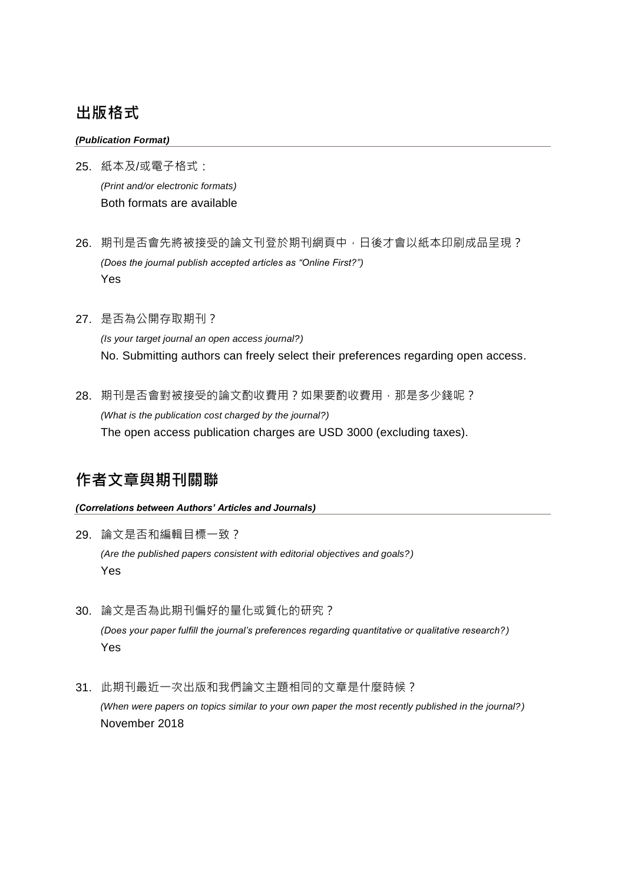## 出版格式

***(Publication Format)***

25. 紙本及/或電子格式：

    *(Print and/or electronic formats)*

    Both formats are available

26. 期刊是否會先將被接受的論文刊登於期刊網頁中，日後才會以紙本印刷成品呈現？

    *(Does the journal publish accepted articles as "Online First?")*

    Yes

27. 是否為公開存取期刊？

    *(Is your target journal an open access journal?)*

    No. Submitting authors can freely select their preferences regarding open access.

28. 期刊是否會對被接受的論文酌收費用？如果要酌收費用，那是多少錢呢？

    *(What is the publication cost charged by the journal?)*

    The open access publication charges are USD 3000 (excluding taxes).

## 作者文章與期刊關聯

***(Correlations between Authors' Articles and Journals)***

29. 論文是否和編輯目標一致？

    *(Are the published papers consistent with editorial objectives and goals?)*

    Yes

30. 論文是否為此期刊偏好的量化或質化的研究？

    *(Does your paper fulfill the journal's preferences regarding quantitative or qualitative research?)*

    Yes

31. 此期刊最近一次出版和我們論文主題相同的文章是什麼時候？

    *(When were papers on topics similar to your own paper the most recently published in the journal?)*

    November 2018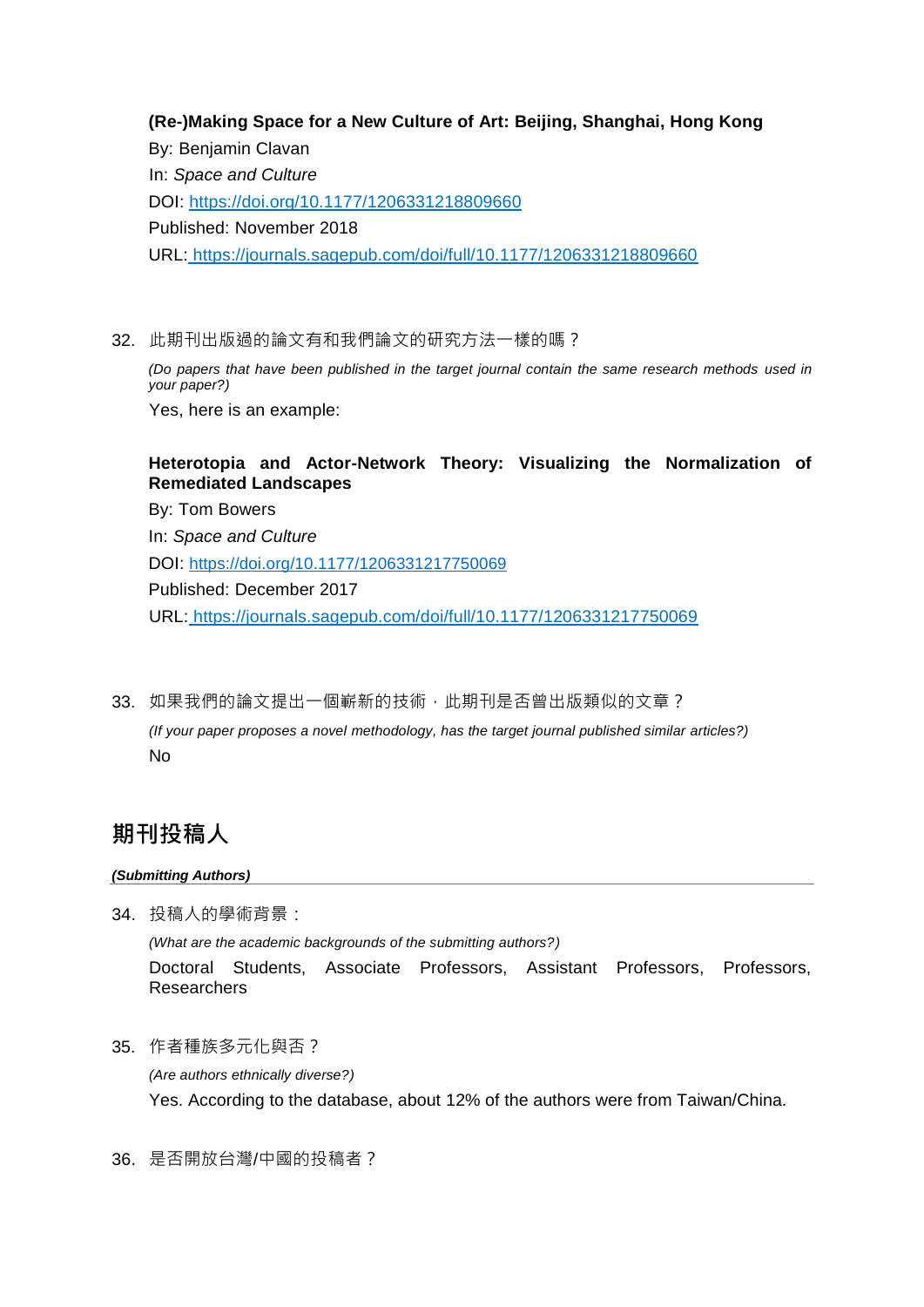**(Re-)Making Space for a New Culture of Art: Beijing, Shanghai, Hong Kong**
By: Benjamin Clavan
In: *Space and Culture*
DOI: [https://doi.org/10.1177/1206331218809660](https://doi.org/10.1177/1206331218809660)
Published: November 2018
URL: [https://journals.sagepub.com/doi/full/10.1177/1206331218809660](https://journals.sagepub.com/doi/full/10.1177/1206331218809660)

32. 此期刊出版過的論文有和我們論文的研究方法一樣的嗎？

    *(Do papers that have been published in the target journal contain the same research methods used in your paper?)*

    Yes, here is an example:

    **Heterotopia and Actor-Network Theory: Visualizing the Normalization of Remediated Landscapes**
    By: Tom Bowers
    In: *Space and Culture*
    DOI: [https://doi.org/10.1177/1206331217750069](https://doi.org/10.1177/1206331217750069)
    Published: December 2017
    URL: [https://journals.sagepub.com/doi/full/10.1177/1206331217750069](https://journals.sagepub.com/doi/full/10.1177/1206331217750069)

33. 如果我們的論文提出一個嶄新的技術，此期刊是否曾出版類似的文章？

    *(If your paper proposes a novel methodology, has the target journal published similar articles?)*

    No

## 期刊投稿人

***(Submitting Authors)***

34. 投稿人的學術背景：

    *(What are the academic backgrounds of the submitting authors?)*

    Doctoral Students, Associate Professors, Assistant Professors, Professors, Researchers

35. 作者種族多元化與否？

    *(Are authors ethnically diverse?)*

    Yes. According to the database, about 12% of the authors were from Taiwan/China.

36. 是否開放台灣/中國的投稿者？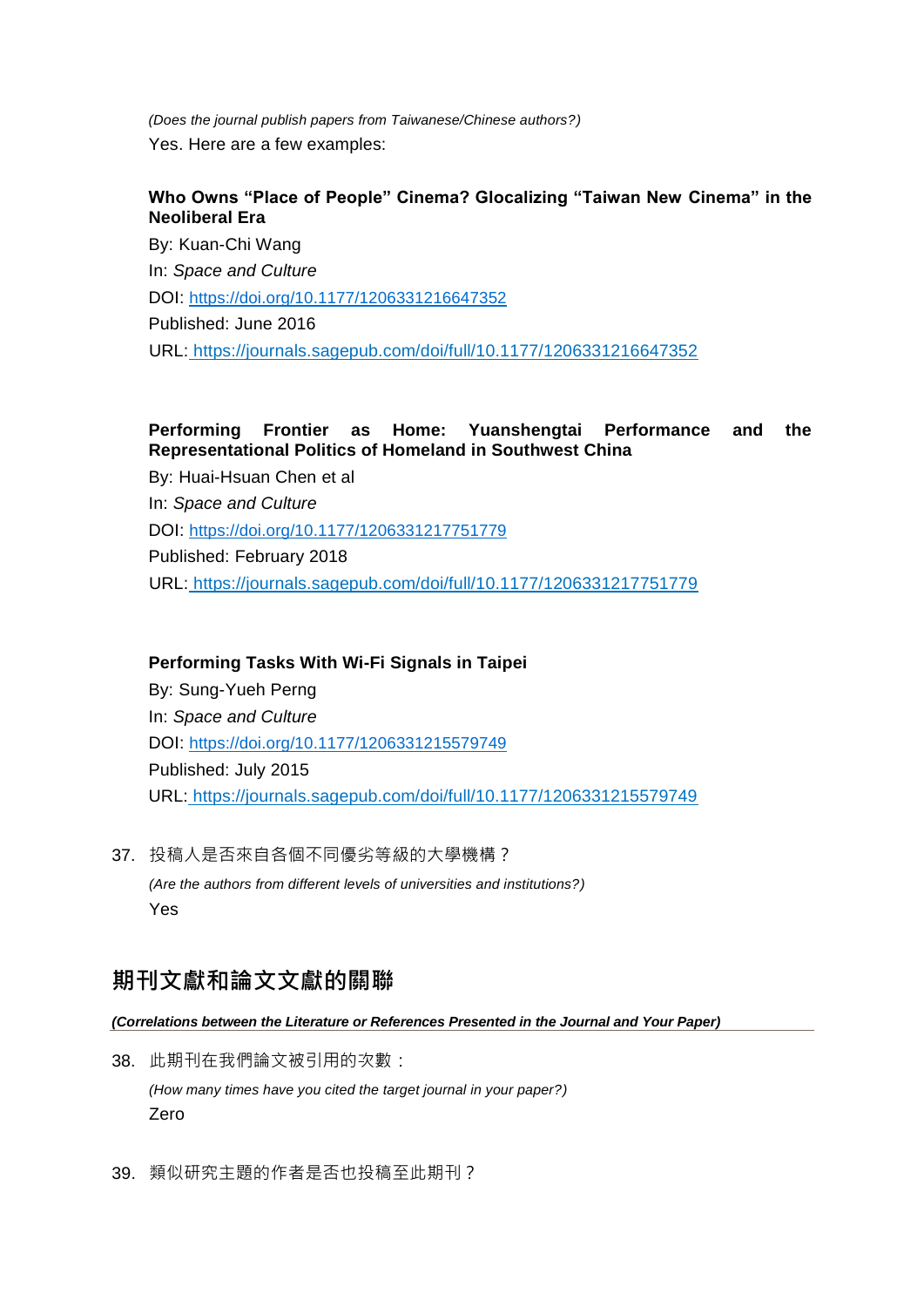*(Does the journal publish papers from Taiwanese/Chinese authors?)*

Yes. Here are a few examples:

**Who Owns "Place of People" Cinema? Glocalizing "Taiwan New Cinema" in the Neoliberal Era**

By: Kuan-Chi Wang

In: *Space and Culture*

DOI: https://doi.org/10.1177/1206331216647352

Published: June 2016

URL: https://journals.sagepub.com/doi/full/10.1177/1206331216647352

**Performing Frontier as Home: Yuanshengtai Performance and the Representational Politics of Homeland in Southwest China**

By: Huai-Hsuan Chen et al

In: *Space and Culture*

DOI: https://doi.org/10.1177/1206331217751779

Published: February 2018

URL: https://journals.sagepub.com/doi/full/10.1177/1206331217751779

**Performing Tasks With Wi-Fi Signals in Taipei**

By: Sung-Yueh Perng

In: *Space and Culture*

DOI: https://doi.org/10.1177/1206331215579749

Published: July 2015

URL: https://journals.sagepub.com/doi/full/10.1177/1206331215579749

37. 投稿人是否來自各個不同優劣等級的大學機構？

    *(Are the authors from different levels of universities and institutions?)*

    Yes

## 期刊文獻和論文文獻的關聯

***(Correlations between the Literature or References Presented in the Journal and Your Paper)***

38. 此期刊在我們論文被引用的次數：

    *(How many times have you cited the target journal in your paper?)*

    Zero

39. 類似研究主題的作者是否也投稿至此期刊？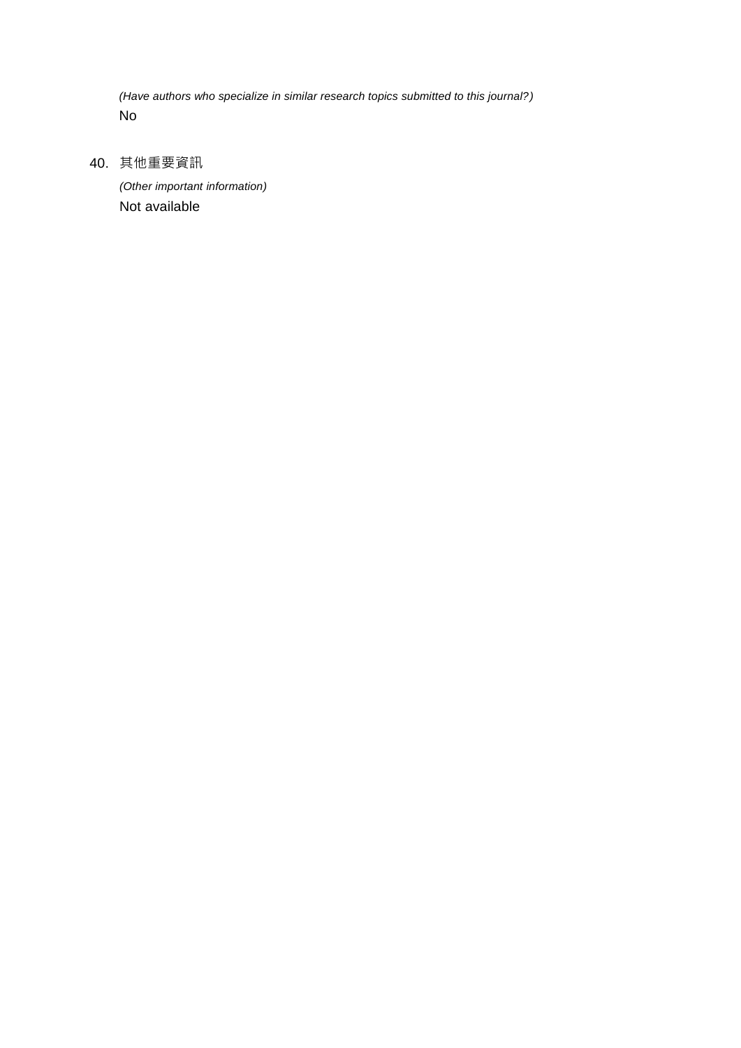*(Have authors who specialize in similar research topics submitted to this journal?)*

No

40. 其他重要資訊

    *(Other important information)*

    Not available